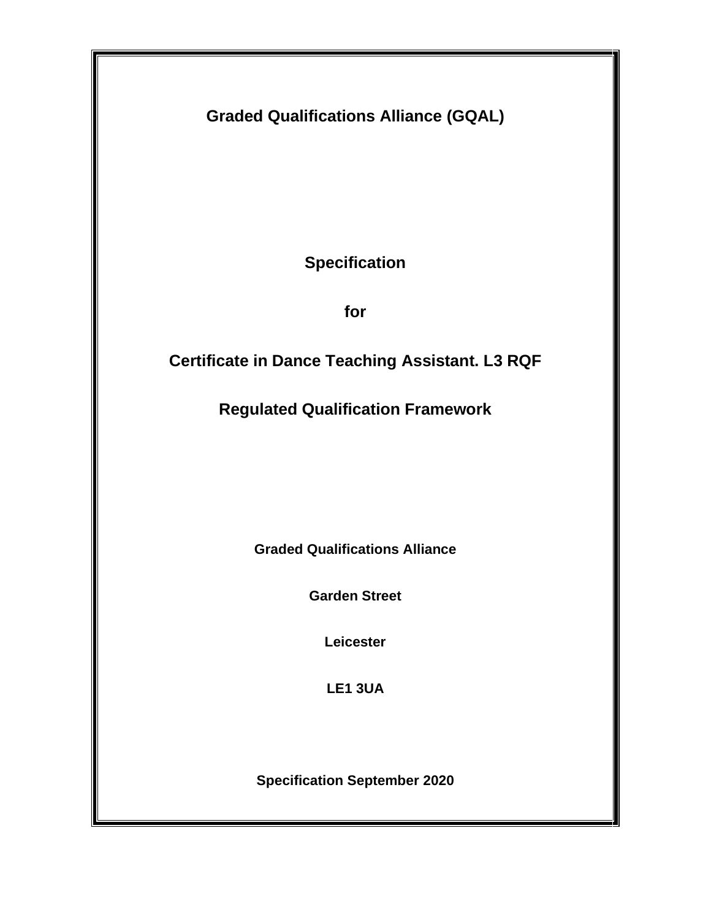# Graded Qualifications Alliance (GQAL)

## Specification

## for

## Certificate in Dance Teaching Assistant. L3 RQF

## Regulated Qualification Framework

**Graded Qualifications Alliance**

**Garden Street**

**Leicester**

**LE1 3UA**

**Specification September 2020**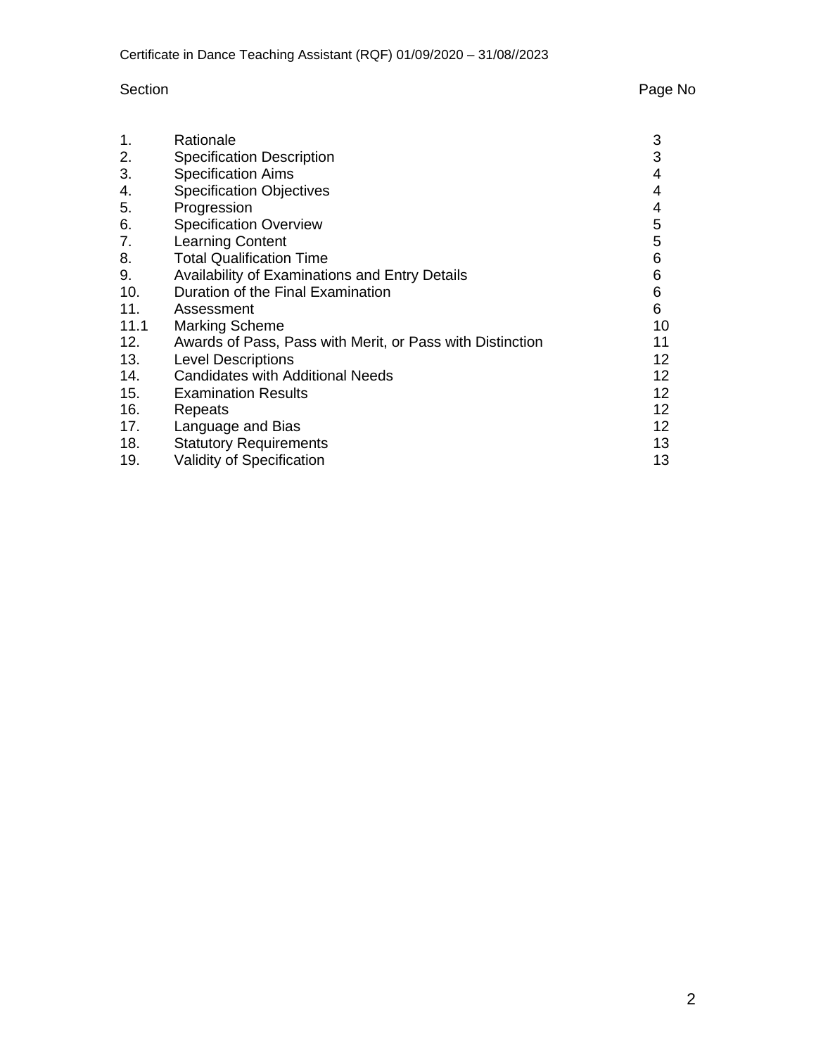| Section | | Page No |
| --- | --- | --- |
| 1. | Rationale | 3 |
| 2. | Specification Description | 3 |
| 3. | Specification Aims | 4 |
| 4. | Specification Objectives | 4 |
| 5. | Progression | 4 |
| 6. | Specification Overview | 5 |
| 7. | Learning Content | 5 |
| 8. | Total Qualification Time | 6 |
| 9. | Availability of Examinations and Entry Details | 6 |
| 10. | Duration of the Final Examination | 6 |
| 11. | Assessment | 6 |
| 11.1 | Marking Scheme | 10 |
| 12. | Awards of Pass, Pass with Merit, or Pass with Distinction | 11 |
| 13. | Level Descriptions | 12 |
| 14. | Candidates with Additional Needs | 12 |
| 15. | Examination Results | 12 |
| 16. | Repeats | 12 |
| 17. | Language and Bias | 12 |
| 18. | Statutory Requirements | 13 |
| 19. | Validity of Specification | 13 |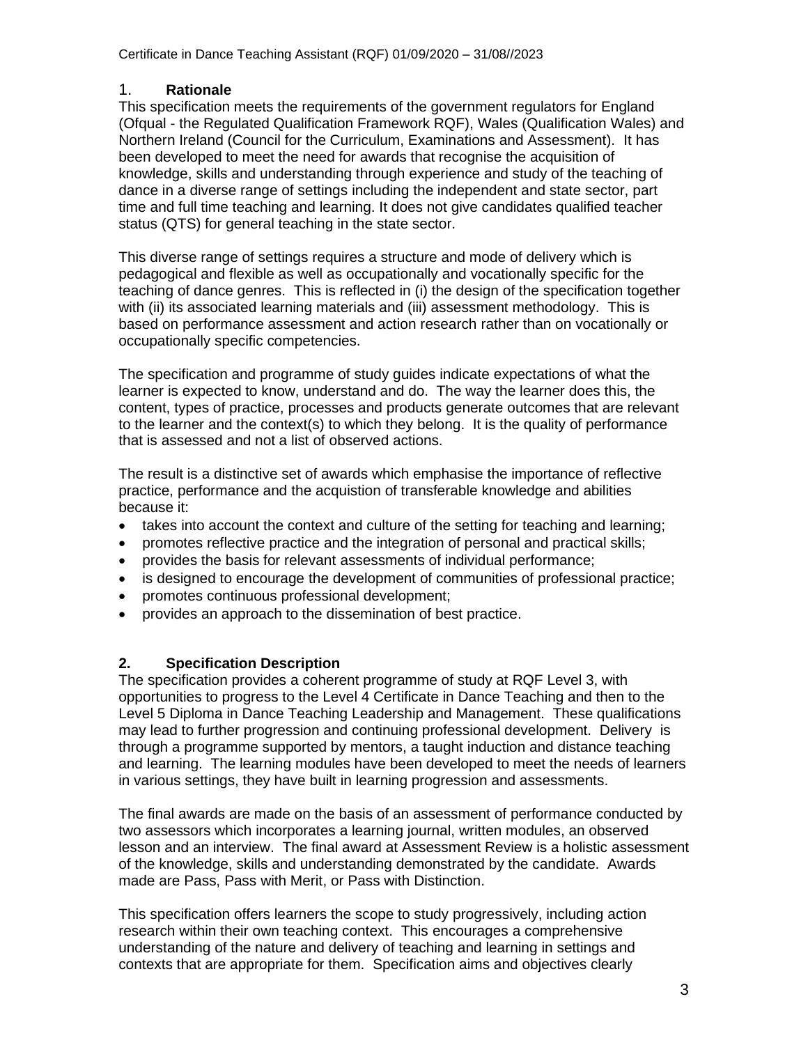## 1. Rationale

This specification meets the requirements of the government regulators for England (Ofqual - the Regulated Qualification Framework RQF), Wales (Qualification Wales) and Northern Ireland (Council for the Curriculum, Examinations and Assessment). It has been developed to meet the need for awards that recognise the acquisition of knowledge, skills and understanding through experience and study of the teaching of dance in a diverse range of settings including the independent and state sector, part time and full time teaching and learning. It does not give candidates qualified teacher status (QTS) for general teaching in the state sector.

This diverse range of settings requires a structure and mode of delivery which is pedagogical and flexible as well as occupationally and vocationally specific for the teaching of dance genres. This is reflected in (i) the design of the specification together with (ii) its associated learning materials and (iii) assessment methodology. This is based on performance assessment and action research rather than on vocationally or occupationally specific competencies.

The specification and programme of study guides indicate expectations of what the learner is expected to know, understand and do. The way the learner does this, the content, types of practice, processes and products generate outcomes that are relevant to the learner and the context(s) to which they belong. It is the quality of performance that is assessed and not a list of observed actions.

The result is a distinctive set of awards which emphasise the importance of reflective practice, performance and the acquistion of transferable knowledge and abilities because it:

- takes into account the context and culture of the setting for teaching and learning;
- promotes reflective practice and the integration of personal and practical skills;
- provides the basis for relevant assessments of individual performance;
- is designed to encourage the development of communities of professional practice;
- promotes continuous professional development;
- provides an approach to the dissemination of best practice.

## 2. Specification Description

The specification provides a coherent programme of study at RQF Level 3, with opportunities to progress to the Level 4 Certificate in Dance Teaching and then to the Level 5 Diploma in Dance Teaching Leadership and Management. These qualifications may lead to further progression and continuing professional development. Delivery is through a programme supported by mentors, a taught induction and distance teaching and learning. The learning modules have been developed to meet the needs of learners in various settings, they have built in learning progression and assessments.

The final awards are made on the basis of an assessment of performance conducted by two assessors which incorporates a learning journal, written modules, an observed lesson and an interview. The final award at Assessment Review is a holistic assessment of the knowledge, skills and understanding demonstrated by the candidate. Awards made are Pass, Pass with Merit, or Pass with Distinction.

This specification offers learners the scope to study progressively, including action research within their own teaching context. This encourages a comprehensive understanding of the nature and delivery of teaching and learning in settings and contexts that are appropriate for them. Specification aims and objectives clearly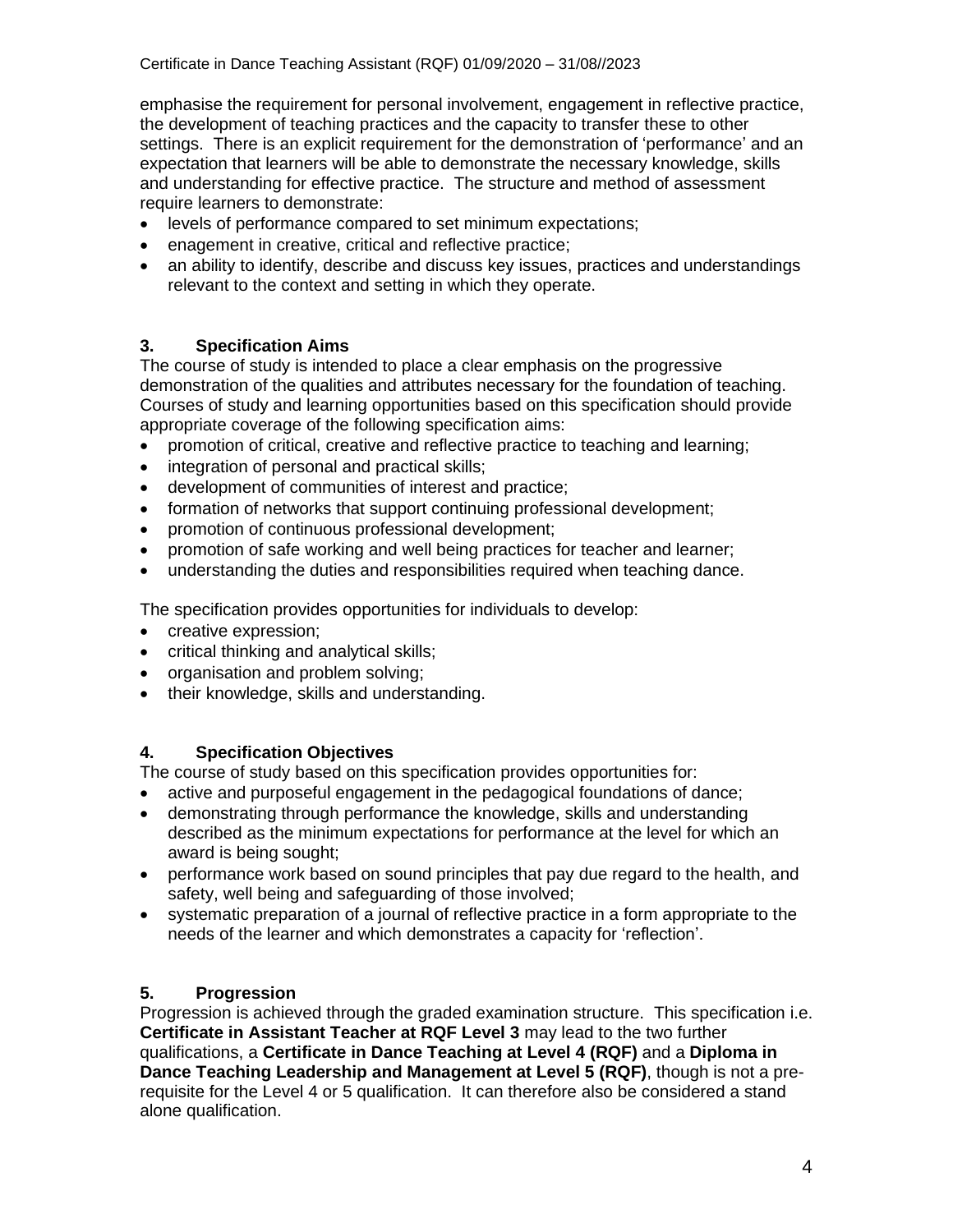emphasise the requirement for personal involvement, engagement in reflective practice, the development of teaching practices and the capacity to transfer these to other settings. There is an explicit requirement for the demonstration of 'performance' and an expectation that learners will be able to demonstrate the necessary knowledge, skills and understanding for effective practice. The structure and method of assessment require learners to demonstrate:

- levels of performance compared to set minimum expectations;
- enagement in creative, critical and reflective practice;
- an ability to identify, describe and discuss key issues, practices and understandings relevant to the context and setting in which they operate.

## 3. Specification Aims

The course of study is intended to place a clear emphasis on the progressive demonstration of the qualities and attributes necessary for the foundation of teaching. Courses of study and learning opportunities based on this specification should provide appropriate coverage of the following specification aims:

- promotion of critical, creative and reflective practice to teaching and learning;
- integration of personal and practical skills;
- development of communities of interest and practice;
- formation of networks that support continuing professional development;
- promotion of continuous professional development;
- promotion of safe working and well being practices for teacher and learner;
- understanding the duties and responsibilities required when teaching dance.

The specification provides opportunities for individuals to develop:

- creative expression;
- critical thinking and analytical skills;
- organisation and problem solving;
- their knowledge, skills and understanding.

## 4. Specification Objectives

The course of study based on this specification provides opportunities for:

- active and purposeful engagement in the pedagogical foundations of dance;
- demonstrating through performance the knowledge, skills and understanding described as the minimum expectations for performance at the level for which an award is being sought;
- performance work based on sound principles that pay due regard to the health, and safety, well being and safeguarding of those involved;
- systematic preparation of a journal of reflective practice in a form appropriate to the needs of the learner and which demonstrates a capacity for 'reflection'.

## 5. Progression

Progression is achieved through the graded examination structure. This specification i.e. **Certificate in Assistant Teacher at RQF Level 3** may lead to the two further qualifications, a **Certificate in Dance Teaching at Level 4 (RQF)** and a **Diploma in Dance Teaching Leadership and Management at Level 5 (RQF)**, though is not a pre-requisite for the Level 4 or 5 qualification. It can therefore also be considered a stand alone qualification.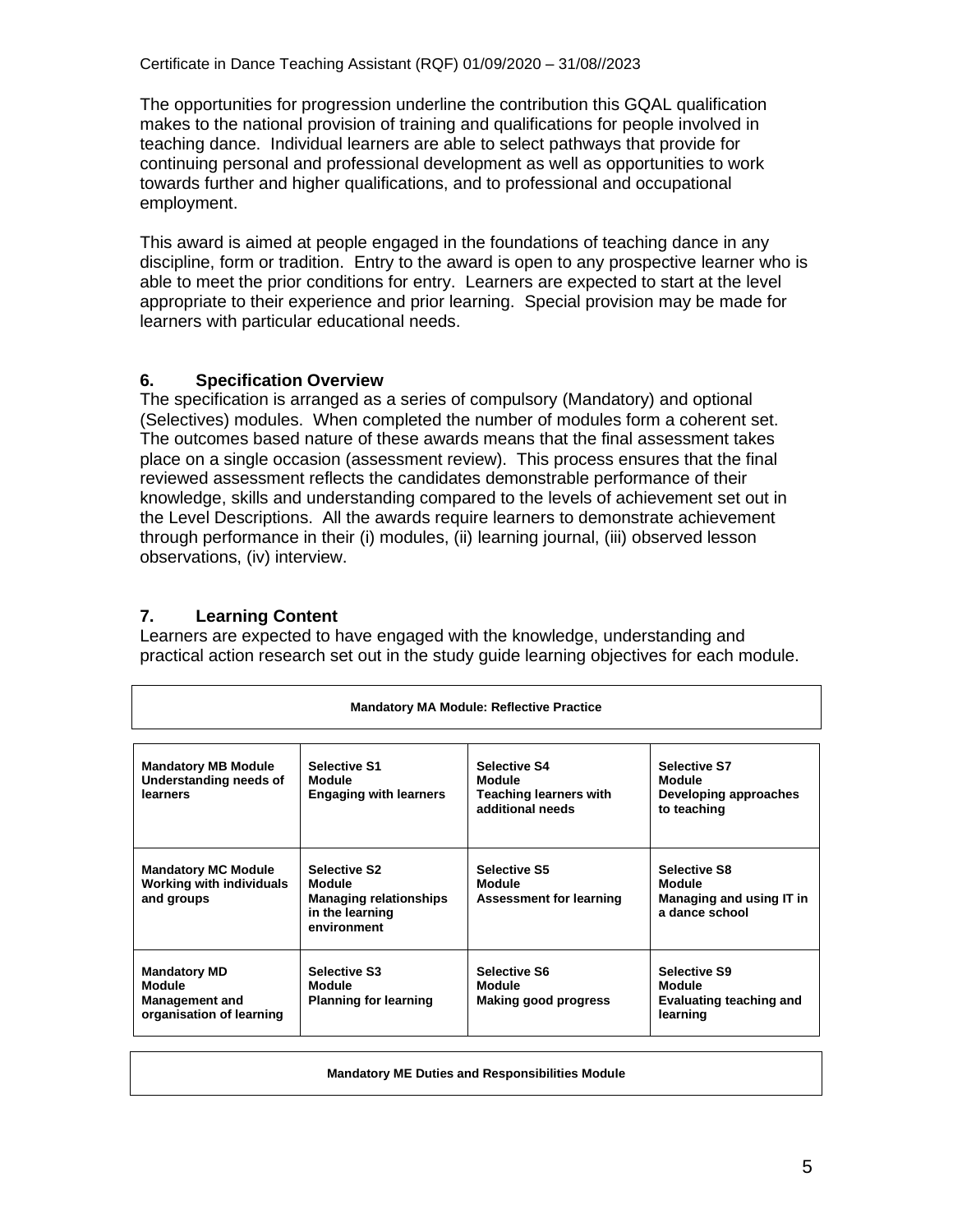The opportunities for progression underline the contribution this GQAL qualification makes to the national provision of training and qualifications for people involved in teaching dance. Individual learners are able to select pathways that provide for continuing personal and professional development as well as opportunities to work towards further and higher qualifications, and to professional and occupational employment.

This award is aimed at people engaged in the foundations of teaching dance in any discipline, form or tradition. Entry to the award is open to any prospective learner who is able to meet the prior conditions for entry. Learners are expected to start at the level appropriate to their experience and prior learning. Special provision may be made for learners with particular educational needs.

## 6. Specification Overview

The specification is arranged as a series of compulsory (Mandatory) and optional (Selectives) modules. When completed the number of modules form a coherent set. The outcomes based nature of these awards means that the final assessment takes place on a single occasion (assessment review). This process ensures that the final reviewed assessment reflects the candidates demonstrable performance of their knowledge, skills and understanding compared to the levels of achievement set out in the Level Descriptions. All the awards require learners to demonstrate achievement through performance in their (i) modules, (ii) learning journal, (iii) observed lesson observations, (iv) interview.

## 7. Learning Content

Learners are expected to have engaged with the knowledge, understanding and practical action research set out in the study guide learning objectives for each module.

| **Mandatory MA Module: Reflective Practice** | | | |
|---|---|---|---|
| **Mandatory MB Module Understanding needs of learners** | **Selective S1 Module Engaging with learners** | **Selective S4 Module Teaching learners with additional needs** | **Selective S7 Module Developing approaches to teaching** |
| **Mandatory MC Module Working with individuals and groups** | **Selective S2 Module Managing relationships in the learning environment** | **Selective S5 Module Assessment for learning** | **Selective S8 Module Managing and using IT in a dance school** |
| **Mandatory MD Module Management and organisation of learning** | **Selective S3 Module Planning for learning** | **Selective S6 Module Making good progress** | **Selective S9 Module Evaluating teaching and learning** |
| **Mandatory ME Duties and Responsibilities Module** | | | |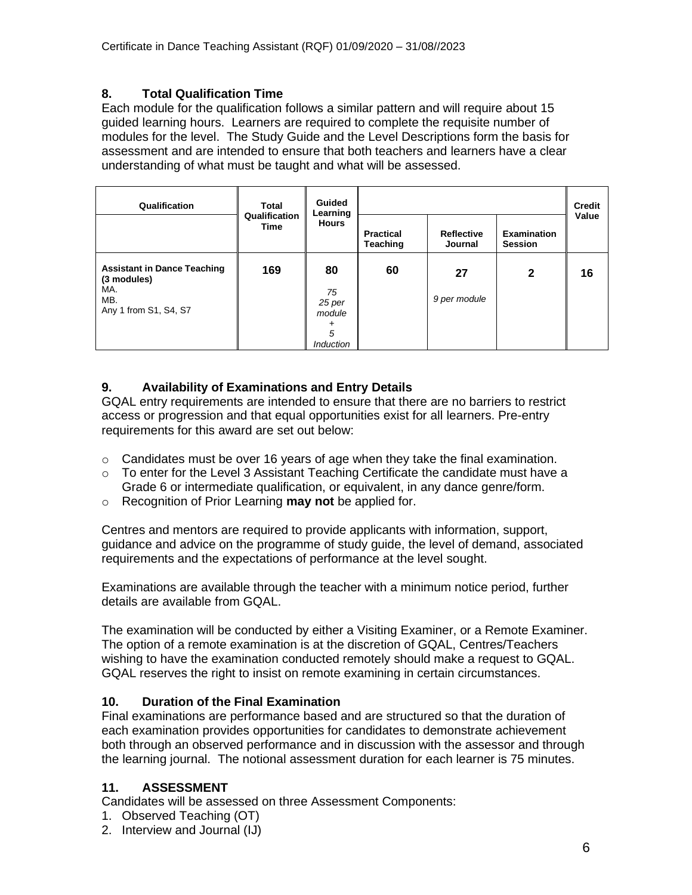## 8. Total Qualification Time

Each module for the qualification follows a similar pattern and will require about 15 guided learning hours. Learners are required to complete the requisite number of modules for the level. The Study Guide and the Level Descriptions form the basis for assessment and are intended to ensure that both teachers and learners have a clear understanding of what must be taught and what will be assessed.

| Qualification | Total Qualification Time | Guided Learning Hours | Practical Teaching | Reflective Journal | Examination Session | Credit Value |
|---|---|---|---|---|---|---|
| **Assistant in Dance Teaching (3 modules)**<br>MA.<br>MB.<br>Any 1 from S1, S4, S7 | **169** | **80**<br>*75*<br>*25 per module*<br>*+*<br>*5*<br>*Induction* | **60** | **27**<br>*9 per module* | **2** | **16** |

## 9. Availability of Examinations and Entry Details

GQAL entry requirements are intended to ensure that there are no barriers to restrict access or progression and that equal opportunities exist for all learners. Pre-entry requirements for this award are set out below:

- Candidates must be over 16 years of age when they take the final examination.
- To enter for the Level 3 Assistant Teaching Certificate the candidate must have a Grade 6 or intermediate qualification, or equivalent, in any dance genre/form.
- Recognition of Prior Learning **may not** be applied for.

Centres and mentors are required to provide applicants with information, support, guidance and advice on the programme of study guide, the level of demand, associated requirements and the expectations of performance at the level sought.

Examinations are available through the teacher with a minimum notice period, further details are available from GQAL.

The examination will be conducted by either a Visiting Examiner, or a Remote Examiner. The option of a remote examination is at the discretion of GQAL, Centres/Teachers wishing to have the examination conducted remotely should make a request to GQAL. GQAL reserves the right to insist on remote examining in certain circumstances.

## 10. Duration of the Final Examination

Final examinations are performance based and are structured so that the duration of each examination provides opportunities for candidates to demonstrate achievement both through an observed performance and in discussion with the assessor and through the learning journal. The notional assessment duration for each learner is 75 minutes.

## 11. ASSESSMENT

Candidates will be assessed on three Assessment Components:

1. Observed Teaching (OT)
2. Interview and Journal (IJ)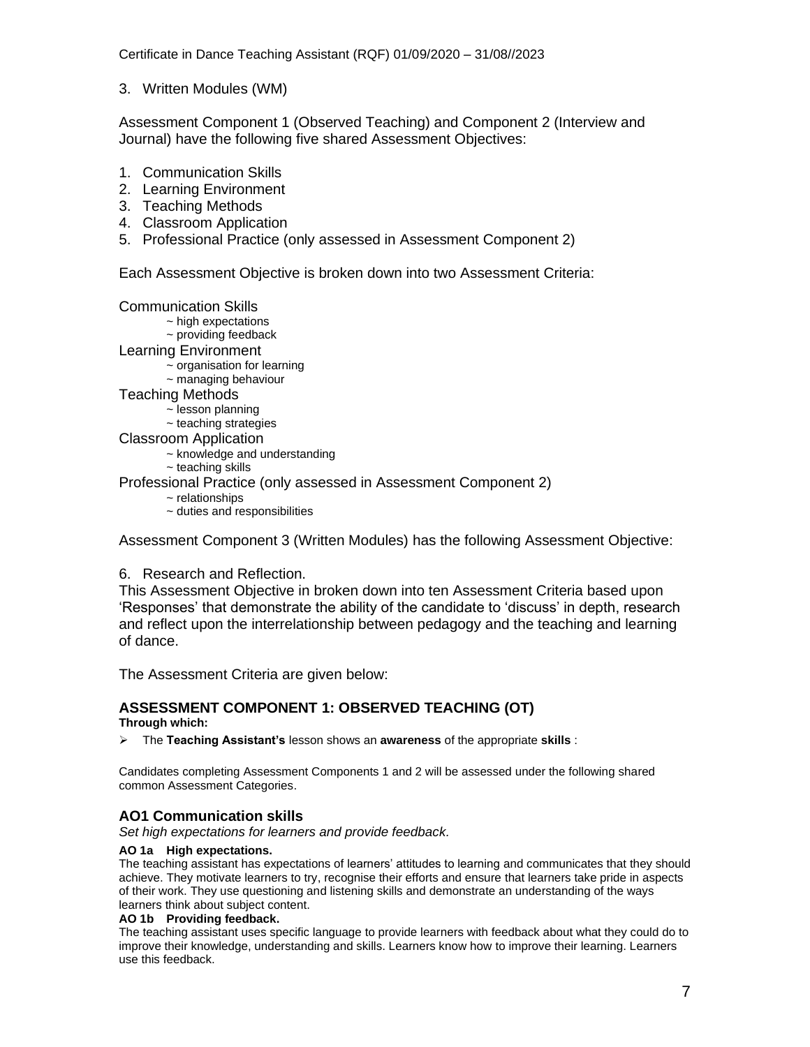3. Written Modules (WM)

Assessment Component 1 (Observed Teaching) and Component 2 (Interview and Journal) have the following five shared Assessment Objectives:

1. Communication Skills
2. Learning Environment
3. Teaching Methods
4. Classroom Application
5. Professional Practice (only assessed in Assessment Component 2)

Each Assessment Objective is broken down into two Assessment Criteria:

Communication Skills
- ~ high expectations
- ~ providing feedback

Learning Environment
- ~ organisation for learning
- ~ managing behaviour

Teaching Methods
- ~ lesson planning
- ~ teaching strategies

Classroom Application
- ~ knowledge and understanding
- ~ teaching skills

Professional Practice (only assessed in Assessment Component 2)
- ~ relationships
- ~ duties and responsibilities

Assessment Component 3 (Written Modules) has the following Assessment Objective:

6. Research and Reflection.

This Assessment Objective in broken down into ten Assessment Criteria based upon 'Responses' that demonstrate the ability of the candidate to 'discuss' in depth, research and reflect upon the interrelationship between pedagogy and the teaching and learning of dance.

The Assessment Criteria are given below:

## ASSESSMENT COMPONENT 1: OBSERVED TEACHING (OT)

**Through which:**

- The **Teaching Assistant's** lesson shows an **awareness** of the appropriate **skills** :

Candidates completing Assessment Components 1 and 2 will be assessed under the following shared common Assessment Categories.

### AO1 Communication skills

*Set high expectations for learners and provide feedback.*

**AO 1a High expectations.**

The teaching assistant has expectations of learners' attitudes to learning and communicates that they should achieve. They motivate learners to try, recognise their efforts and ensure that learners take pride in aspects of their work. They use questioning and listening skills and demonstrate an understanding of the ways learners think about subject content.

**AO 1b Providing feedback.**

The teaching assistant uses specific language to provide learners with feedback about what they could do to improve their knowledge, understanding and skills. Learners know how to improve their learning. Learners use this feedback.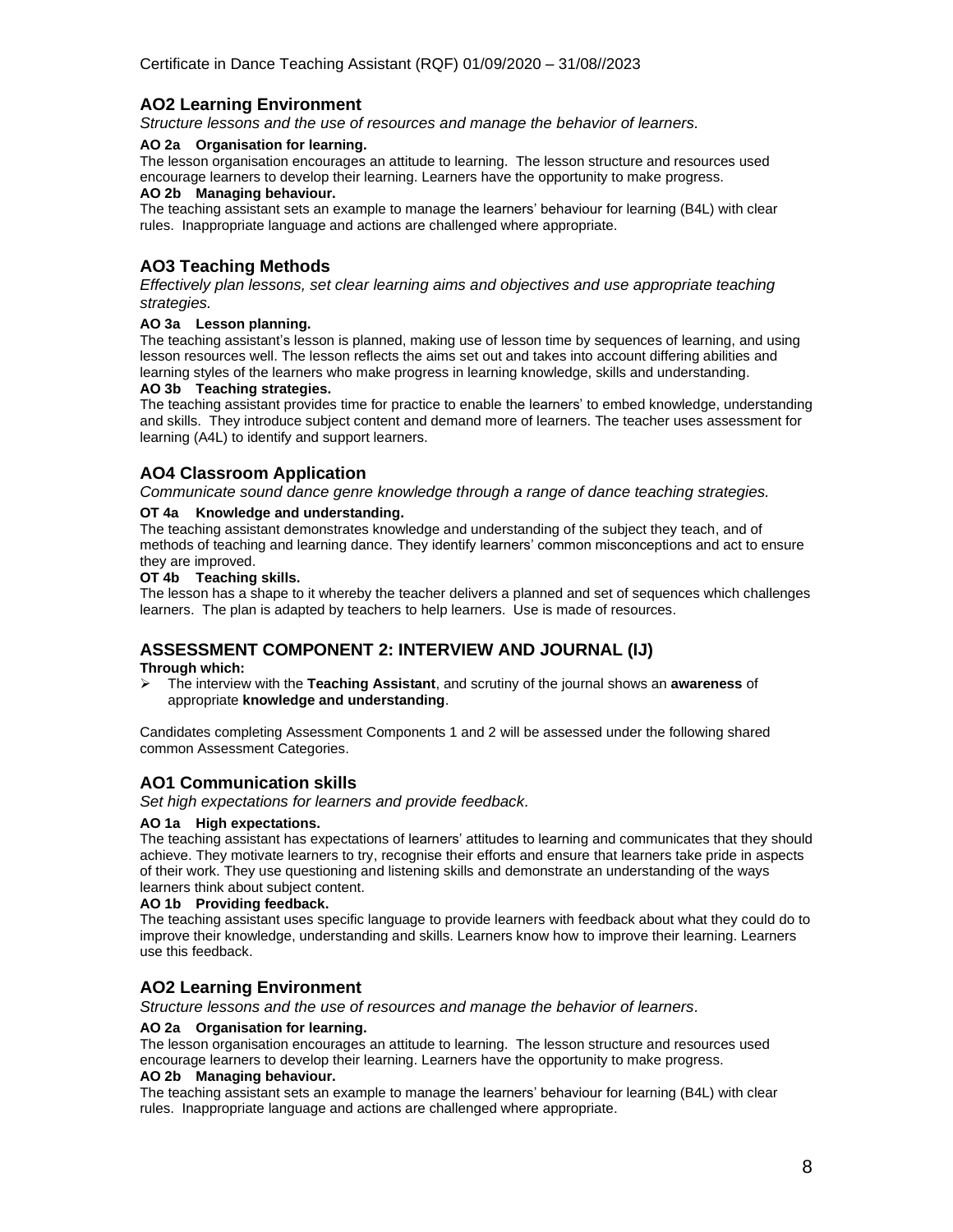## AO2 Learning Environment

*Structure lessons and the use of resources and manage the behavior of learners.*

**AO 2a Organisation for learning.**

The lesson organisation encourages an attitude to learning. The lesson structure and resources used encourage learners to develop their learning. Learners have the opportunity to make progress.

**AO 2b Managing behaviour.**

The teaching assistant sets an example to manage the learners' behaviour for learning (B4L) with clear rules. Inappropriate language and actions are challenged where appropriate.

## AO3 Teaching Methods

*Effectively plan lessons, set clear learning aims and objectives and use appropriate teaching strategies.*

**AO 3a Lesson planning.**

The teaching assistant's lesson is planned, making use of lesson time by sequences of learning, and using lesson resources well. The lesson reflects the aims set out and takes into account differing abilities and learning styles of the learners who make progress in learning knowledge, skills and understanding.

**AO 3b Teaching strategies.**

The teaching assistant provides time for practice to enable the learners' to embed knowledge, understanding and skills. They introduce subject content and demand more of learners. The teacher uses assessment for learning (A4L) to identify and support learners.

## AO4 Classroom Application

*Communicate sound dance genre knowledge through a range of dance teaching strategies.*

**OT 4a Knowledge and understanding.**

The teaching assistant demonstrates knowledge and understanding of the subject they teach, and of methods of teaching and learning dance. They identify learners' common misconceptions and act to ensure they are improved.

**OT 4b Teaching skills.**

The lesson has a shape to it whereby the teacher delivers a planned and set of sequences which challenges learners. The plan is adapted by teachers to help learners. Use is made of resources.

## ASSESSMENT COMPONENT 2: INTERVIEW AND JOURNAL (IJ)

**Through which:**

- The interview with the **Teaching Assistant**, and scrutiny of the journal shows an **awareness** of appropriate **knowledge and understanding**.

Candidates completing Assessment Components 1 and 2 will be assessed under the following shared common Assessment Categories.

## AO1 Communication skills

*Set high expectations for learners and provide feedback.*

**AO 1a High expectations.**

The teaching assistant has expectations of learners' attitudes to learning and communicates that they should achieve. They motivate learners to try, recognise their efforts and ensure that learners take pride in aspects of their work. They use questioning and listening skills and demonstrate an understanding of the ways learners think about subject content.

**AO 1b Providing feedback.**

The teaching assistant uses specific language to provide learners with feedback about what they could do to improve their knowledge, understanding and skills. Learners know how to improve their learning. Learners use this feedback.

## AO2 Learning Environment

*Structure lessons and the use of resources and manage the behavior of learners.*

**AO 2a Organisation for learning.**

The lesson organisation encourages an attitude to learning. The lesson structure and resources used encourage learners to develop their learning. Learners have the opportunity to make progress.

**AO 2b Managing behaviour.**

The teaching assistant sets an example to manage the learners' behaviour for learning (B4L) with clear rules. Inappropriate language and actions are challenged where appropriate.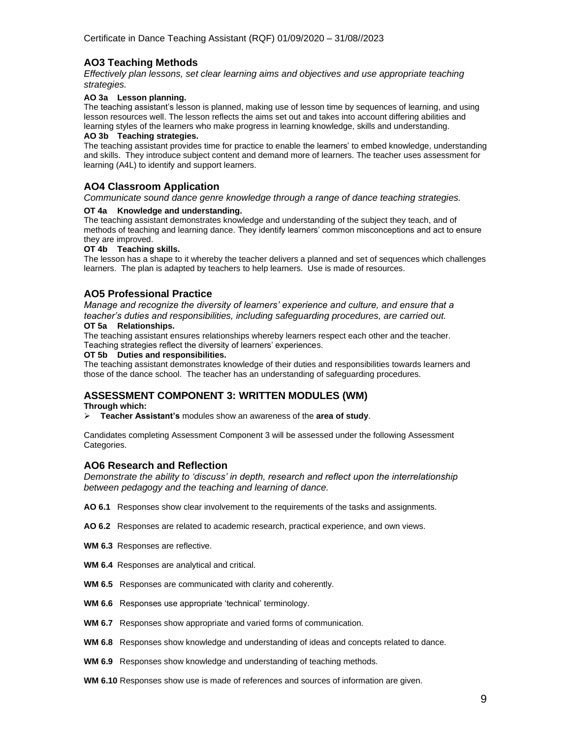## AO3 Teaching Methods

*Effectively plan lessons, set clear learning aims and objectives and use appropriate teaching strategies.*

**AO 3a Lesson planning.**
The teaching assistant's lesson is planned, making use of lesson time by sequences of learning, and using lesson resources well. The lesson reflects the aims set out and takes into account differing abilities and learning styles of the learners who make progress in learning knowledge, skills and understanding.

**AO 3b Teaching strategies.**
The teaching assistant provides time for practice to enable the learners' to embed knowledge, understanding and skills. They introduce subject content and demand more of learners. The teacher uses assessment for learning (A4L) to identify and support learners.

## AO4 Classroom Application

*Communicate sound dance genre knowledge through a range of dance teaching strategies.*

**OT 4a Knowledge and understanding.**
The teaching assistant demonstrates knowledge and understanding of the subject they teach, and of methods of teaching and learning dance. They identify learners' common misconceptions and act to ensure they are improved.

**OT 4b Teaching skills.**
The lesson has a shape to it whereby the teacher delivers a planned and set of sequences which challenges learners. The plan is adapted by teachers to help learners. Use is made of resources.

## AO5 Professional Practice

*Manage and recognize the diversity of learners' experience and culture, and ensure that a teacher's duties and responsibilities, including safeguarding procedures, are carried out.*

**OT 5a Relationships.**
The teaching assistant ensures relationships whereby learners respect each other and the teacher. Teaching strategies reflect the diversity of learners' experiences.

**OT 5b Duties and responsibilities.**
The teaching assistant demonstrates knowledge of their duties and responsibilities towards learners and those of the dance school. The teacher has an understanding of safeguarding procedures.

## ASSESSMENT COMPONENT 3: WRITTEN MODULES (WM)

**Through which:**

- **Teacher Assistant's** modules show an awareness of the **area of study**.

Candidates completing Assessment Component 3 will be assessed under the following Assessment Categories.

## AO6 Research and Reflection

*Demonstrate the ability to 'discuss' in depth, research and reflect upon the interrelationship between pedagogy and the teaching and learning of dance.*

**AO 6.1** Responses show clear involvement to the requirements of the tasks and assignments.

**AO 6.2** Responses are related to academic research, practical experience, and own views.

**WM 6.3** Responses are reflective.

**WM 6.4** Responses are analytical and critical.

**WM 6.5** Responses are communicated with clarity and coherently.

**WM 6.6** Responses use appropriate 'technical' terminology.

**WM 6.7** Responses show appropriate and varied forms of communication.

**WM 6.8** Responses show knowledge and understanding of ideas and concepts related to dance.

**WM 6.9** Responses show knowledge and understanding of teaching methods.

**WM 6.10** Responses show use is made of references and sources of information are given.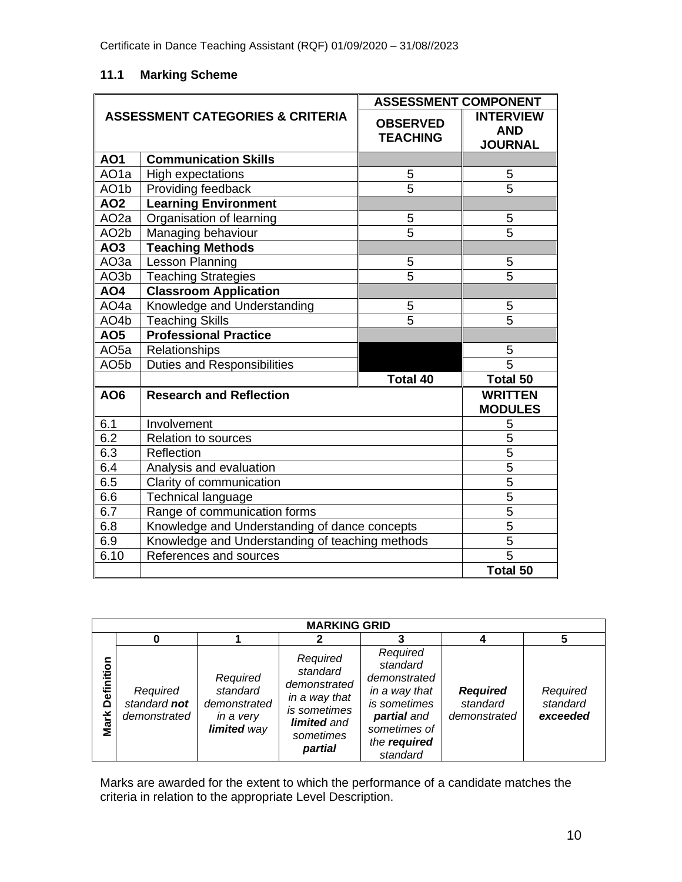### 11.1 Marking Scheme

| ASSESSMENT CATEGORIES & CRITERIA | | ASSESSMENT COMPONENT | |
|---|---|---|---|
| | | **OBSERVED TEACHING** | **INTERVIEW AND JOURNAL** |
| **AO1** | **Communication Skills** | | |
| AO1a | High expectations | 5 | 5 |
| AO1b | Providing feedback | 5 | 5 |
| **AO2** | **Learning Environment** | | |
| AO2a | Organisation of learning | 5 | 5 |
| AO2b | Managing behaviour | 5 | 5 |
| **AO3** | **Teaching Methods** | | |
| AO3a | Lesson Planning | 5 | 5 |
| AO3b | Teaching Strategies | 5 | 5 |
| **AO4** | **Classroom Application** | | |
| AO4a | Knowledge and Understanding | 5 | 5 |
| AO4b | Teaching Skills | 5 | 5 |
| **AO5** | **Professional Practice** | | |
| AO5a | Relationships | | 5 |
| AO5b | Duties and Responsibilities | | 5 |
| | | **Total 40** | **Total 50** |

| **AO6** | **Research and Reflection** | **WRITTEN MODULES** |
|---|---|---|
| 6.1 | Involvement | 5 |
| 6.2 | Relation to sources | 5 |
| 6.3 | Reflection | 5 |
| 6.4 | Analysis and evaluation | 5 |
| 6.5 | Clarity of communication | 5 |
| 6.6 | Technical language | 5 |
| 6.7 | Range of communication forms | 5 |
| 6.8 | Knowledge and Understanding of dance concepts | 5 |
| 6.9 | Knowledge and Understanding of teaching methods | 5 |
| 6.10 | References and sources | 5 |
| | | **Total 50** |

| **MARKING GRID** | | | | | | |
|---|---|---|---|---|---|---|
| | **0** | **1** | **2** | **3** | **4** | **5** |
| **Mark Definition** | *Required standard **not** demonstrated* | *Required standard demonstrated in a very **limited** way* | *Required standard demonstrated in a way that is sometimes **limited** and sometimes **partial*** | *Required standard demonstrated in a way that is sometimes **partial** and sometimes of the **required** standard* | ***Required** standard demonstrated* | *Required standard **exceeded*** |

Marks are awarded for the extent to which the performance of a candidate matches the criteria in relation to the appropriate Level Description.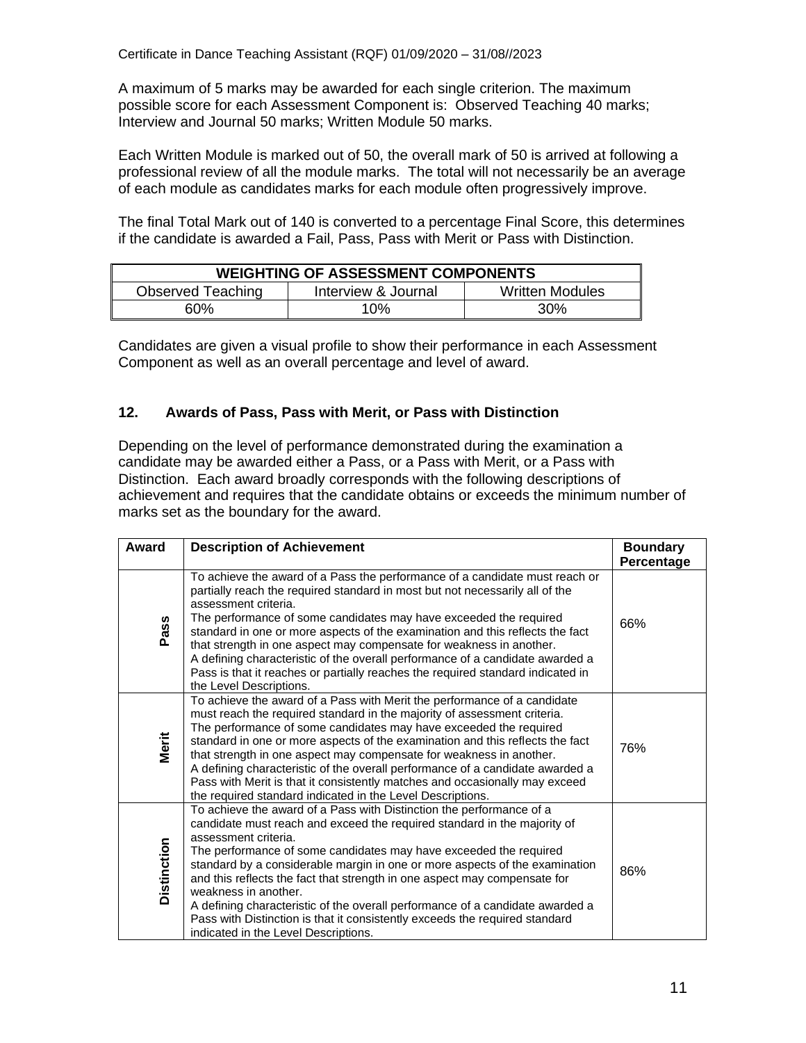A maximum of 5 marks may be awarded for each single criterion. The maximum possible score for each Assessment Component is: Observed Teaching 40 marks; Interview and Journal 50 marks; Written Module 50 marks.

Each Written Module is marked out of 50, the overall mark of 50 is arrived at following a professional review of all the module marks. The total will not necessarily be an average of each module as candidates marks for each module often progressively improve.

The final Total Mark out of 140 is converted to a percentage Final Score, this determines if the candidate is awarded a Fail, Pass, Pass with Merit or Pass with Distinction.

| WEIGHTING OF ASSESSMENT COMPONENTS | | |
|---|---|---|
| Observed Teaching | Interview & Journal | Written Modules |
| 60% | 10% | 30% |

Candidates are given a visual profile to show their performance in each Assessment Component as well as an overall percentage and level of award.

## 12. Awards of Pass, Pass with Merit, or Pass with Distinction

Depending on the level of performance demonstrated during the examination a candidate may be awarded either a Pass, or a Pass with Merit, or a Pass with Distinction. Each award broadly corresponds with the following descriptions of achievement and requires that the candidate obtains or exceeds the minimum number of marks set as the boundary for the award.

| Award | Description of Achievement | Boundary Percentage |
|---|---|---|
| Pass | To achieve the award of a Pass the performance of a candidate must reach or partially reach the required standard in most but not necessarily all of the assessment criteria.<br>The performance of some candidates may have exceeded the required standard in one or more aspects of the examination and this reflects the fact that strength in one aspect may compensate for weakness in another.<br>A defining characteristic of the overall performance of a candidate awarded a Pass is that it reaches or partially reaches the required standard indicated in the Level Descriptions. | 66% |
| Merit | To achieve the award of a Pass with Merit the performance of a candidate must reach the required standard in the majority of assessment criteria.<br>The performance of some candidates may have exceeded the required standard in one or more aspects of the examination and this reflects the fact that strength in one aspect may compensate for weakness in another.<br>A defining characteristic of the overall performance of a candidate awarded a Pass with Merit is that it consistently matches and occasionally may exceed the required standard indicated in the Level Descriptions. | 76% |
| Distinction | To achieve the award of a Pass with Distinction the performance of a candidate must reach and exceed the required standard in the majority of assessment criteria.<br>The performance of some candidates may have exceeded the required standard by a considerable margin in one or more aspects of the examination and this reflects the fact that strength in one aspect may compensate for weakness in another.<br>A defining characteristic of the overall performance of a candidate awarded a Pass with Distinction is that it consistently exceeds the required standard indicated in the Level Descriptions. | 86% |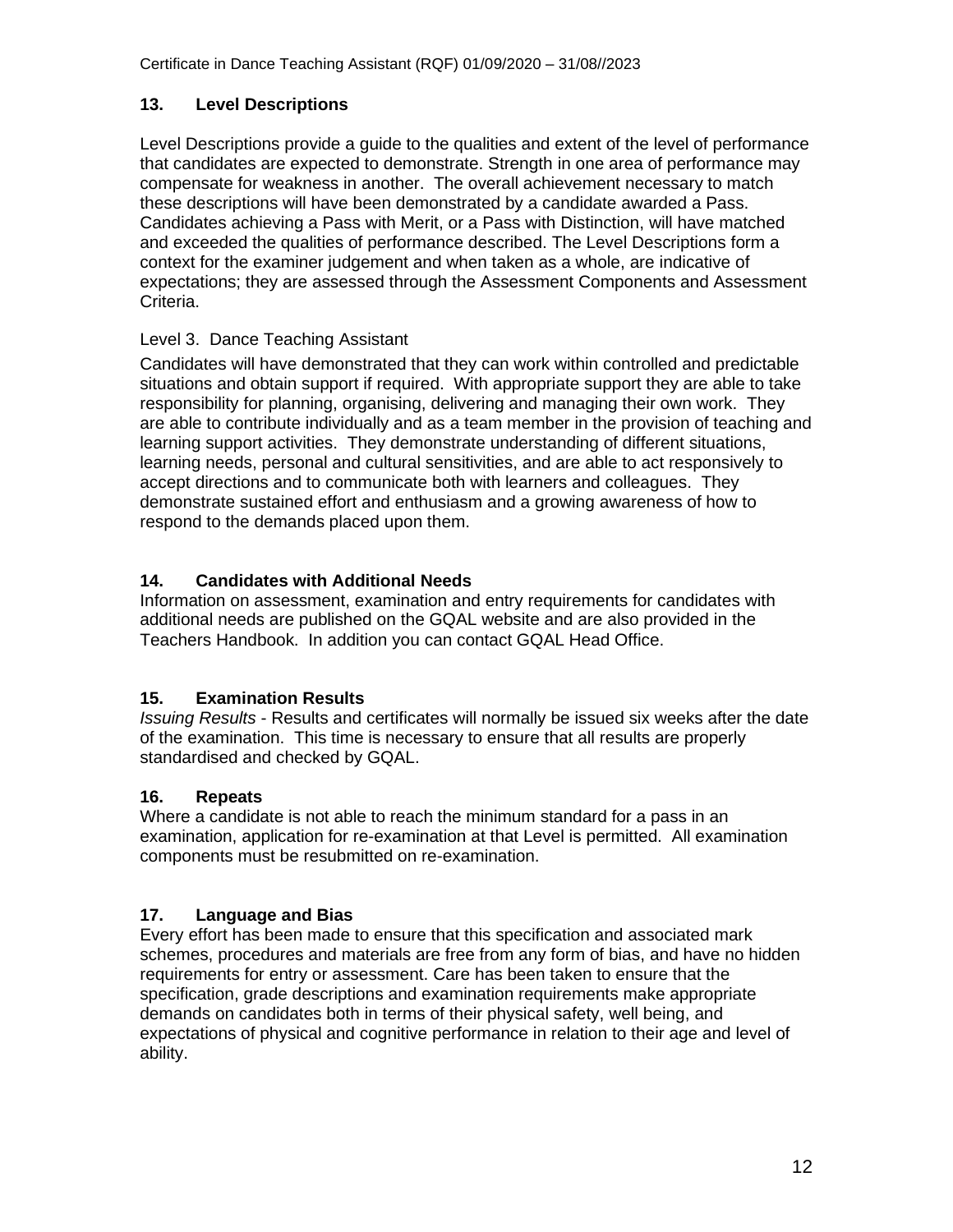## 13. Level Descriptions

Level Descriptions provide a guide to the qualities and extent of the level of performance that candidates are expected to demonstrate. Strength in one area of performance may compensate for weakness in another. The overall achievement necessary to match these descriptions will have been demonstrated by a candidate awarded a Pass. Candidates achieving a Pass with Merit, or a Pass with Distinction, will have matched and exceeded the qualities of performance described. The Level Descriptions form a context for the examiner judgement and when taken as a whole, are indicative of expectations; they are assessed through the Assessment Components and Assessment Criteria.

Level 3. Dance Teaching Assistant

Candidates will have demonstrated that they can work within controlled and predictable situations and obtain support if required. With appropriate support they are able to take responsibility for planning, organising, delivering and managing their own work. They are able to contribute individually and as a team member in the provision of teaching and learning support activities. They demonstrate understanding of different situations, learning needs, personal and cultural sensitivities, and are able to act responsively to accept directions and to communicate both with learners and colleagues. They demonstrate sustained effort and enthusiasm and a growing awareness of how to respond to the demands placed upon them.

## 14. Candidates with Additional Needs

Information on assessment, examination and entry requirements for candidates with additional needs are published on the GQAL website and are also provided in the Teachers Handbook. In addition you can contact GQAL Head Office.

## 15. Examination Results

*Issuing Results* - Results and certificates will normally be issued six weeks after the date of the examination. This time is necessary to ensure that all results are properly standardised and checked by GQAL.

## 16. Repeats

Where a candidate is not able to reach the minimum standard for a pass in an examination, application for re-examination at that Level is permitted. All examination components must be resubmitted on re-examination.

## 17. Language and Bias

Every effort has been made to ensure that this specification and associated mark schemes, procedures and materials are free from any form of bias, and have no hidden requirements for entry or assessment. Care has been taken to ensure that the specification, grade descriptions and examination requirements make appropriate demands on candidates both in terms of their physical safety, well being, and expectations of physical and cognitive performance in relation to their age and level of ability.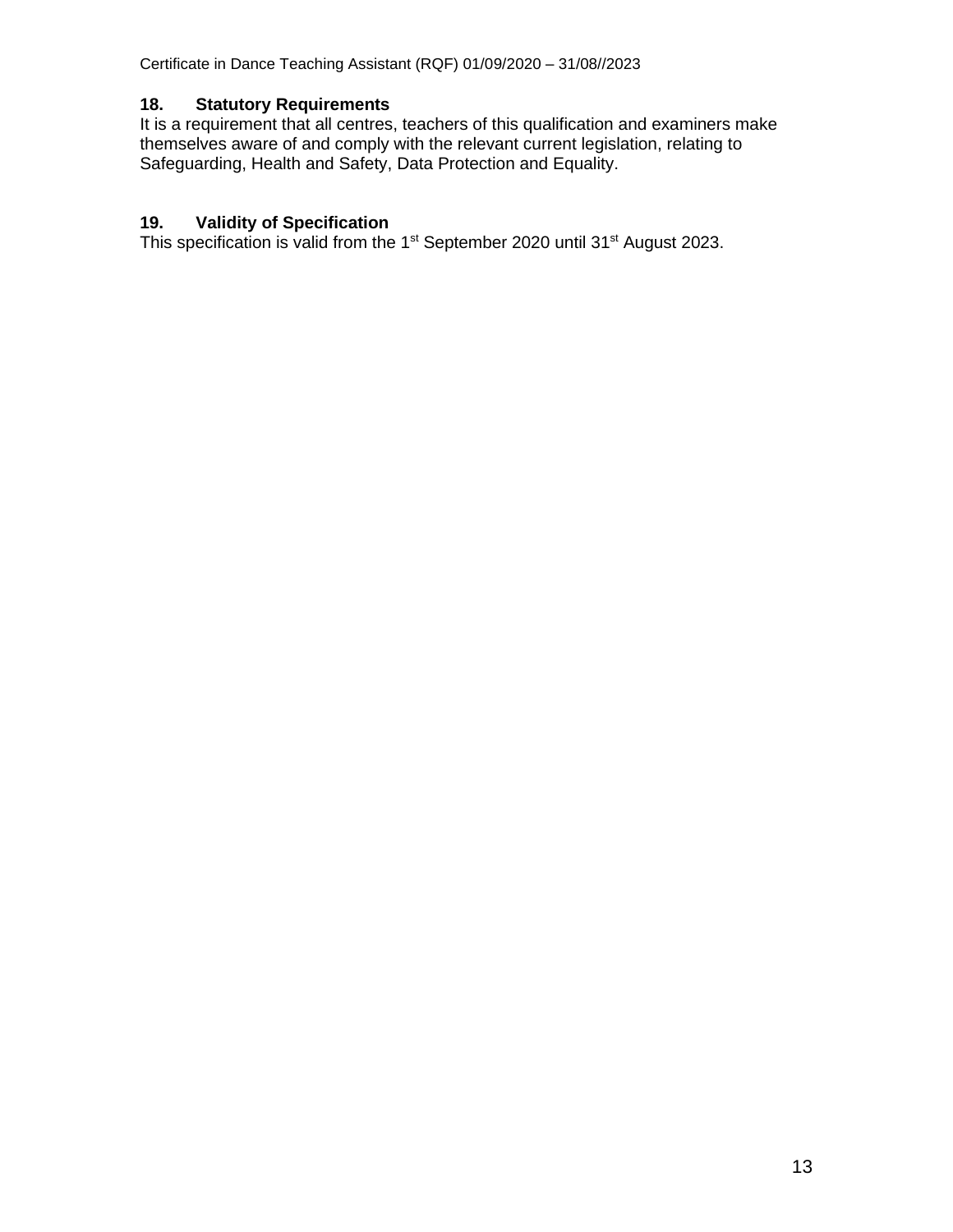## 18. Statutory Requirements

It is a requirement that all centres, teachers of this qualification and examiners make themselves aware of and comply with the relevant current legislation, relating to Safeguarding, Health and Safety, Data Protection and Equality.

## 19. Validity of Specification

This specification is valid from the 1st September 2020 until 31st August 2023.